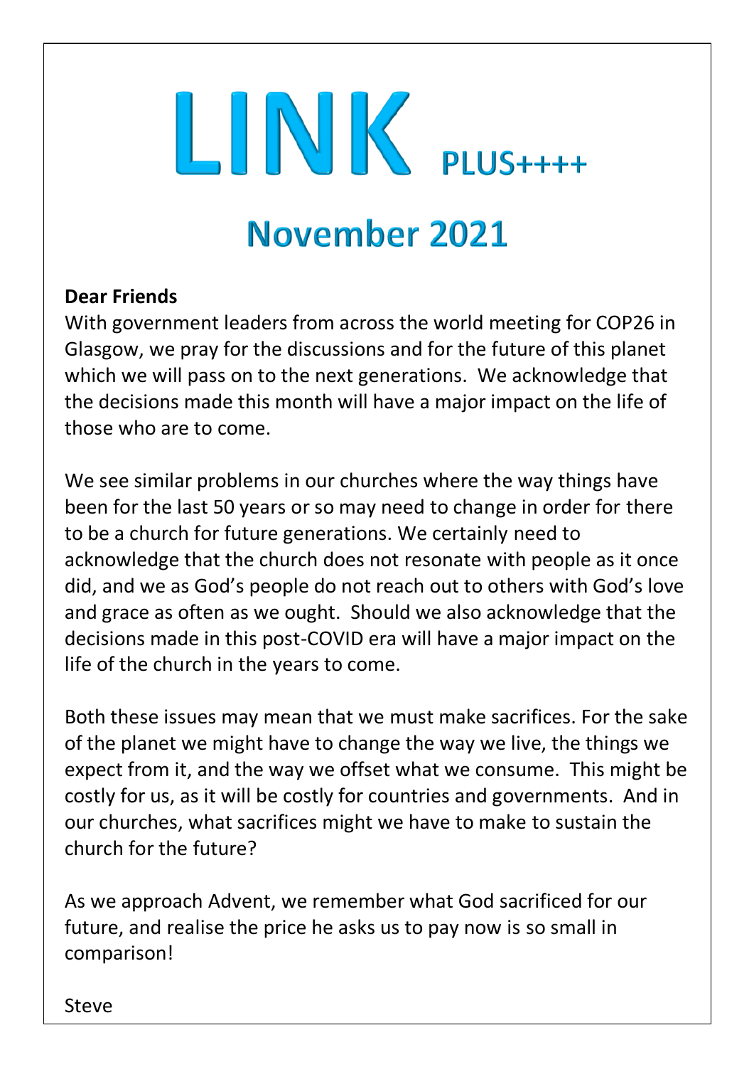# LINK PLUS++++

## November 2021

**Dear Friends**

With government leaders from across the world meeting for COP26 in Glasgow, we pray for the discussions and for the future of this planet which we will pass on to the next generations. We acknowledge that the decisions made this month will have a major impact on the life of those who are to come.

We see similar problems in our churches where the way things have been for the last 50 years or so may need to change in order for there to be a church for future generations. We certainly need to acknowledge that the church does not resonate with people as it once did, and we as God's people do not reach out to others with God's love and grace as often as we ought. Should we also acknowledge that the decisions made in this post-COVID era will have a major impact on the life of the church in the years to come.

Both these issues may mean that we must make sacrifices. For the sake of the planet we might have to change the way we live, the things we expect from it, and the way we offset what we consume. This might be costly for us, as it will be costly for countries and governments. And in our churches, what sacrifices might we have to make to sustain the church for the future?

As we approach Advent, we remember what God sacrificed for our future, and realise the price he asks us to pay now is so small in comparison!

Steve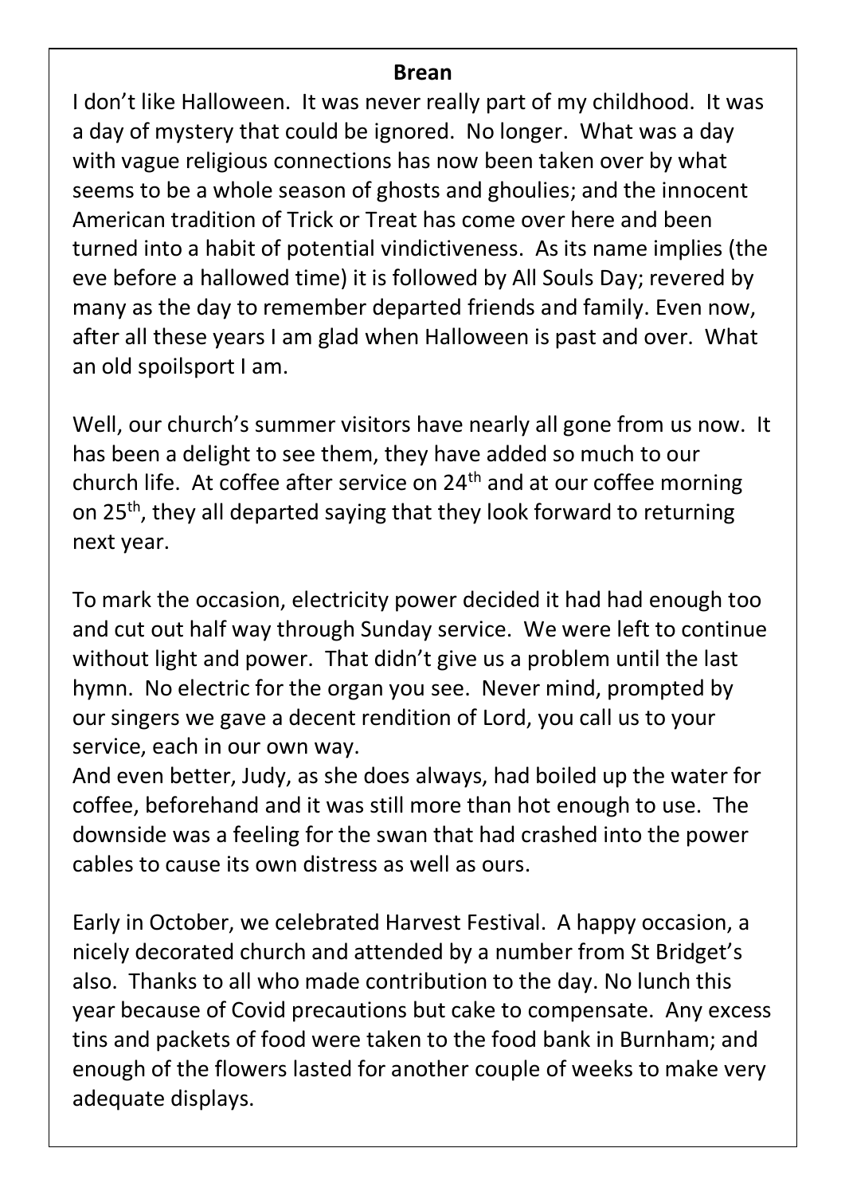## Brean

I don't like Halloween. It was never really part of my childhood. It was a day of mystery that could be ignored. No longer. What was a day with vague religious connections has now been taken over by what seems to be a whole season of ghosts and ghoulies; and the innocent American tradition of Trick or Treat has come over here and been turned into a habit of potential vindictiveness. As its name implies (the eve before a hallowed time) it is followed by All Souls Day; revered by many as the day to remember departed friends and family. Even now, after all these years I am glad when Halloween is past and over. What an old spoilsport I am.

Well, our church's summer visitors have nearly all gone from us now. It has been a delight to see them, they have added so much to our church life. At coffee after service on 24th and at our coffee morning on 25th, they all departed saying that they look forward to returning next year.

To mark the occasion, electricity power decided it had had enough too and cut out half way through Sunday service. We were left to continue without light and power. That didn't give us a problem until the last hymn. No electric for the organ you see. Never mind, prompted by our singers we gave a decent rendition of Lord, you call us to your service, each in our own way.

And even better, Judy, as she does always, had boiled up the water for coffee, beforehand and it was still more than hot enough to use. The downside was a feeling for the swan that had crashed into the power cables to cause its own distress as well as ours.

Early in October, we celebrated Harvest Festival. A happy occasion, a nicely decorated church and attended by a number from St Bridget's also. Thanks to all who made contribution to the day. No lunch this year because of Covid precautions but cake to compensate. Any excess tins and packets of food were taken to the food bank in Burnham; and enough of the flowers lasted for another couple of weeks to make very adequate displays.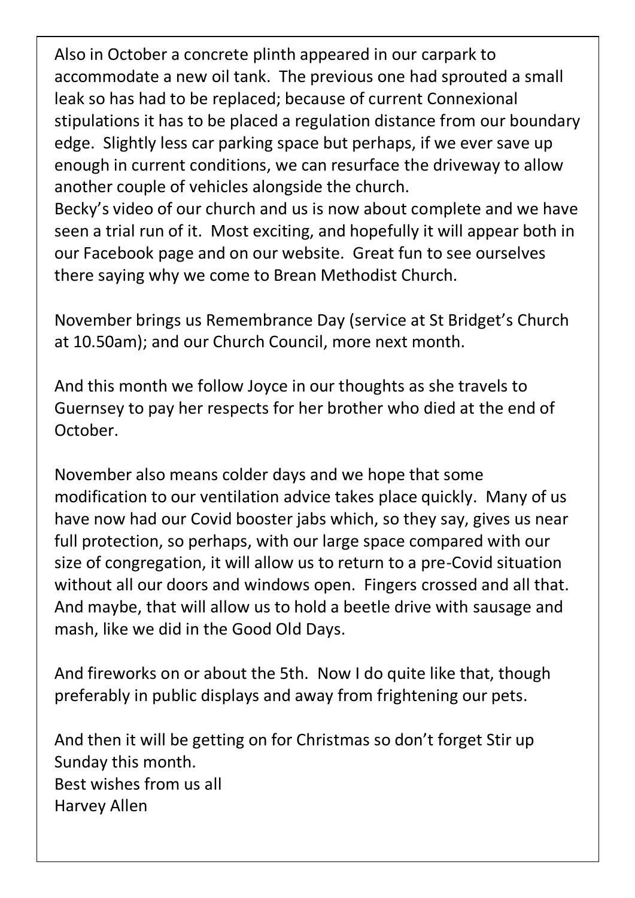Also in October a concrete plinth appeared in our carpark to accommodate a new oil tank. The previous one had sprouted a small leak so has had to be replaced; because of current Connexional stipulations it has to be placed a regulation distance from our boundary edge. Slightly less car parking space but perhaps, if we ever save up enough in current conditions, we can resurface the driveway to allow another couple of vehicles alongside the church.
Becky's video of our church and us is now about complete and we have seen a trial run of it. Most exciting, and hopefully it will appear both in our Facebook page and on our website. Great fun to see ourselves there saying why we come to Brean Methodist Church.

November brings us Remembrance Day (service at St Bridget's Church at 10.50am); and our Church Council, more next month.

And this month we follow Joyce in our thoughts as she travels to Guernsey to pay her respects for her brother who died at the end of October.

November also means colder days and we hope that some modification to our ventilation advice takes place quickly. Many of us have now had our Covid booster jabs which, so they say, gives us near full protection, so perhaps, with our large space compared with our size of congregation, it will allow us to return to a pre-Covid situation without all our doors and windows open. Fingers crossed and all that. And maybe, that will allow us to hold a beetle drive with sausage and mash, like we did in the Good Old Days.

And fireworks on or about the 5th. Now I do quite like that, though preferably in public displays and away from frightening our pets.

And then it will be getting on for Christmas so don't forget Stir up Sunday this month.
Best wishes from us all
Harvey Allen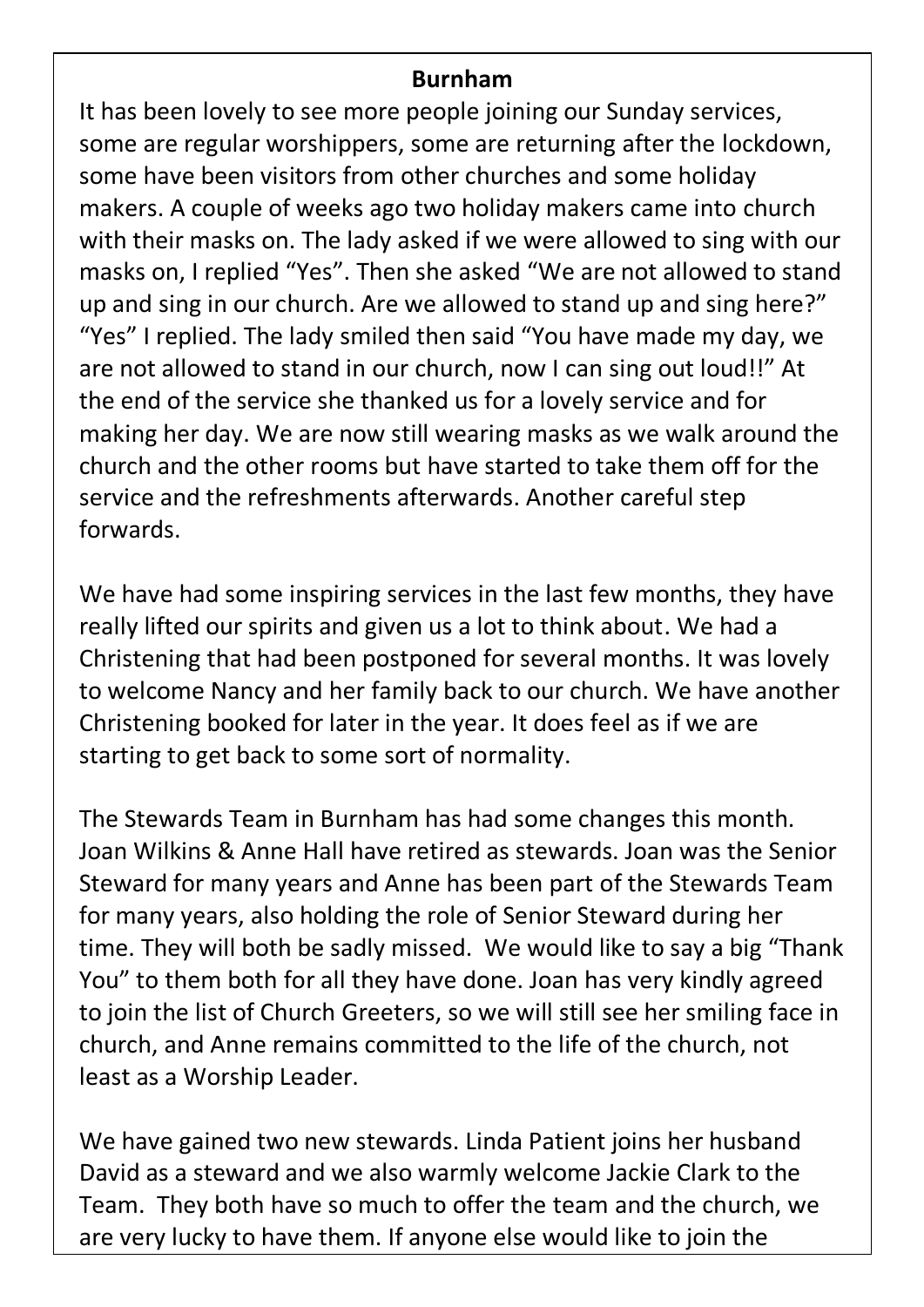## Burnham

It has been lovely to see more people joining our Sunday services, some are regular worshippers, some are returning after the lockdown, some have been visitors from other churches and some holiday makers. A couple of weeks ago two holiday makers came into church with their masks on. The lady asked if we were allowed to sing with our masks on, I replied "Yes". Then she asked "We are not allowed to stand up and sing in our church. Are we allowed to stand up and sing here?" "Yes" I replied. The lady smiled then said "You have made my day, we are not allowed to stand in our church, now I can sing out loud!!" At the end of the service she thanked us for a lovely service and for making her day. We are now still wearing masks as we walk around the church and the other rooms but have started to take them off for the service and the refreshments afterwards. Another careful step forwards.

We have had some inspiring services in the last few months, they have really lifted our spirits and given us a lot to think about. We had a Christening that had been postponed for several months. It was lovely to welcome Nancy and her family back to our church. We have another Christening booked for later in the year. It does feel as if we are starting to get back to some sort of normality.

The Stewards Team in Burnham has had some changes this month. Joan Wilkins & Anne Hall have retired as stewards. Joan was the Senior Steward for many years and Anne has been part of the Stewards Team for many years, also holding the role of Senior Steward during her time. They will both be sadly missed. We would like to say a big "Thank You" to them both for all they have done. Joan has very kindly agreed to join the list of Church Greeters, so we will still see her smiling face in church, and Anne remains committed to the life of the church, not least as a Worship Leader.

We have gained two new stewards. Linda Patient joins her husband David as a steward and we also warmly welcome Jackie Clark to the Team. They both have so much to offer the team and the church, we are very lucky to have them. If anyone else would like to join the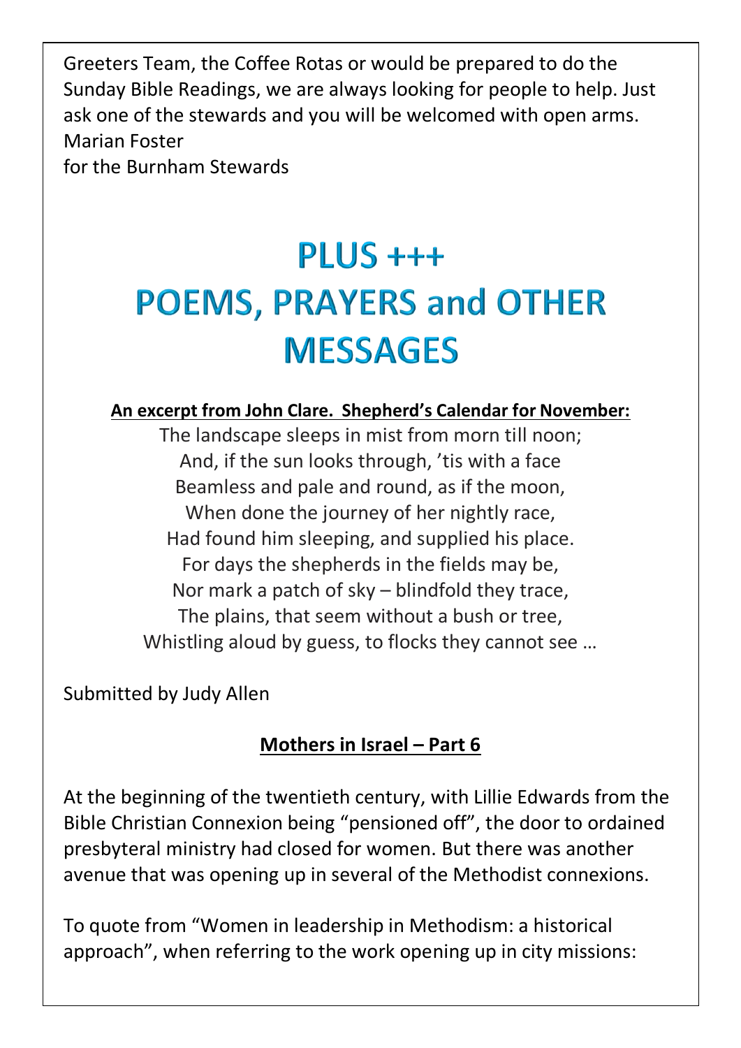Greeters Team, the Coffee Rotas or would be prepared to do the Sunday Bible Readings, we are always looking for people to help. Just ask one of the stewards and you will be welcomed with open arms.
Marian Foster
for the Burnham Stewards

# PLUS +++
# POEMS, PRAYERS and OTHER MESSAGES

**An excerpt from John Clare. Shepherd's Calendar for November:**

The landscape sleeps in mist from morn till noon;
And, if the sun looks through, 'tis with a face
Beamless and pale and round, as if the moon,
When done the journey of her nightly race,
Had found him sleeping, and supplied his place.
For days the shepherds in the fields may be,
Nor mark a patch of sky – blindfold they trace,
The plains, that seem without a bush or tree,
Whistling aloud by guess, to flocks they cannot see …

Submitted by Judy Allen

## Mothers in Israel – Part 6

At the beginning of the twentieth century, with Lillie Edwards from the Bible Christian Connexion being "pensioned off", the door to ordained presbyteral ministry had closed for women. But there was another avenue that was opening up in several of the Methodist connexions.

To quote from "Women in leadership in Methodism: a historical approach", when referring to the work opening up in city missions: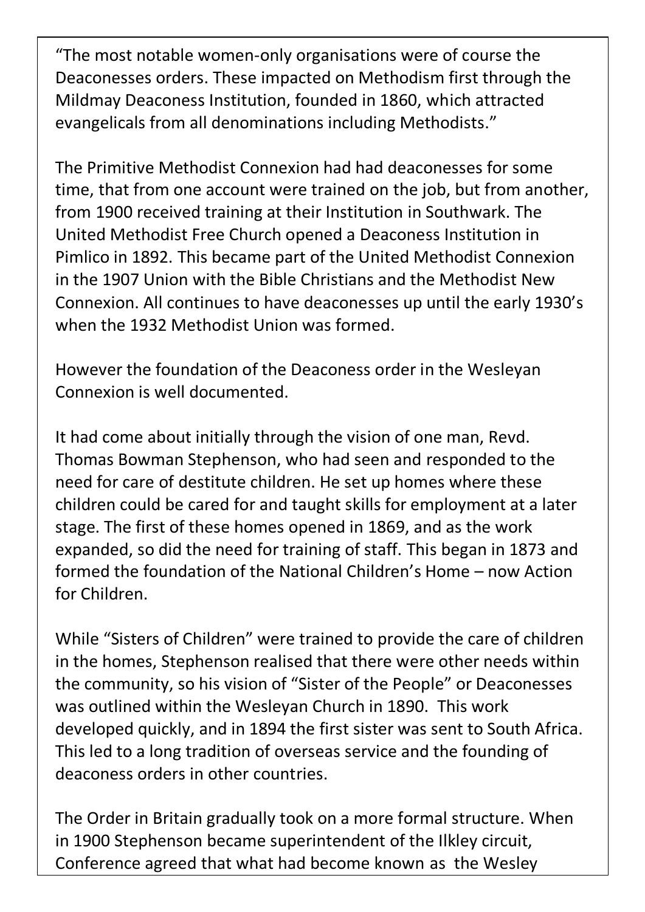"The most notable women-only organisations were of course the Deaconesses orders. These impacted on Methodism first through the Mildmay Deaconess Institution, founded in 1860, which attracted evangelicals from all denominations including Methodists."

The Primitive Methodist Connexion had had deaconesses for some time, that from one account were trained on the job, but from another, from 1900 received training at their Institution in Southwark. The United Methodist Free Church opened a Deaconess Institution in Pimlico in 1892. This became part of the United Methodist Connexion in the 1907 Union with the Bible Christians and the Methodist New Connexion. All continues to have deaconesses up until the early 1930's when the 1932 Methodist Union was formed.

However the foundation of the Deaconess order in the Wesleyan Connexion is well documented.

It had come about initially through the vision of one man, Revd. Thomas Bowman Stephenson, who had seen and responded to the need for care of destitute children. He set up homes where these children could be cared for and taught skills for employment at a later stage. The first of these homes opened in 1869, and as the work expanded, so did the need for training of staff. This began in 1873 and formed the foundation of the National Children's Home – now Action for Children.

While "Sisters of Children" were trained to provide the care of children in the homes, Stephenson realised that there were other needs within the community, so his vision of "Sister of the People" or Deaconesses was outlined within the Wesleyan Church in 1890. This work developed quickly, and in 1894 the first sister was sent to South Africa. This led to a long tradition of overseas service and the founding of deaconess orders in other countries.

The Order in Britain gradually took on a more formal structure. When in 1900 Stephenson became superintendent of the Ilkley circuit, Conference agreed that what had become known as the Wesley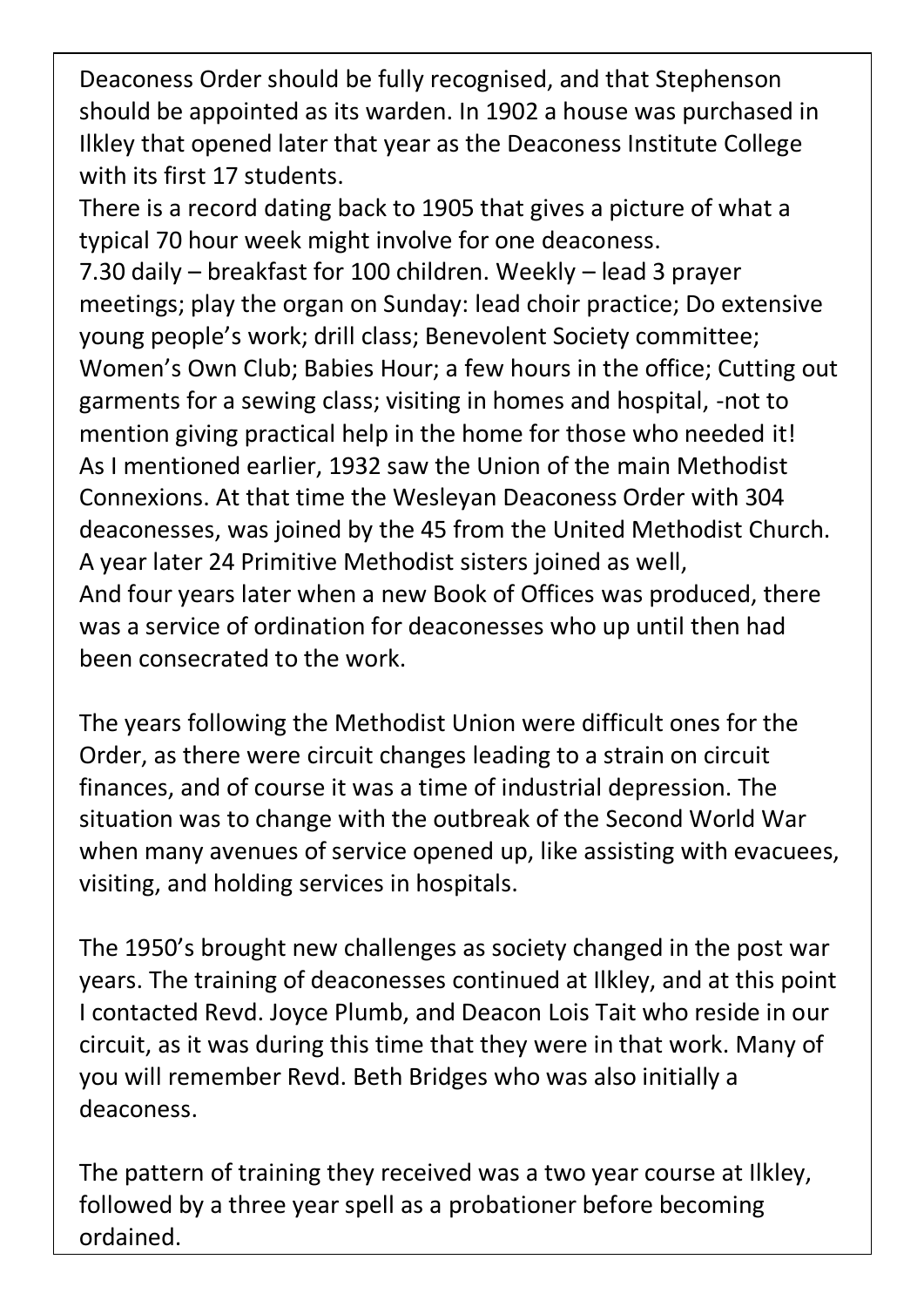Deaconess Order should be fully recognised, and that Stephenson should be appointed as its warden. In 1902 a house was purchased in Ilkley that opened later that year as the Deaconess Institute College with its first 17 students.

There is a record dating back to 1905 that gives a picture of what a typical 70 hour week might involve for one deaconess.

7.30 daily – breakfast for 100 children. Weekly – lead 3 prayer meetings; play the organ on Sunday: lead choir practice; Do extensive young people's work; drill class; Benevolent Society committee; Women's Own Club; Babies Hour; a few hours in the office; Cutting out garments for a sewing class; visiting in homes and hospital, -not to mention giving practical help in the home for those who needed it!

As I mentioned earlier, 1932 saw the Union of the main Methodist Connexions. At that time the Wesleyan Deaconess Order with 304 deaconesses, was joined by the 45 from the United Methodist Church. A year later 24 Primitive Methodist sisters joined as well,

And four years later when a new Book of Offices was produced, there was a service of ordination for deaconesses who up until then had been consecrated to the work.

The years following the Methodist Union were difficult ones for the Order, as there were circuit changes leading to a strain on circuit finances, and of course it was a time of industrial depression. The situation was to change with the outbreak of the Second World War when many avenues of service opened up, like assisting with evacuees, visiting, and holding services in hospitals.

The 1950's brought new challenges as society changed in the post war years. The training of deaconesses continued at Ilkley, and at this point I contacted Revd. Joyce Plumb, and Deacon Lois Tait who reside in our circuit, as it was during this time that they were in that work. Many of you will remember Revd. Beth Bridges who was also initially a deaconess.

The pattern of training they received was a two year course at Ilkley, followed by a three year spell as a probationer before becoming ordained.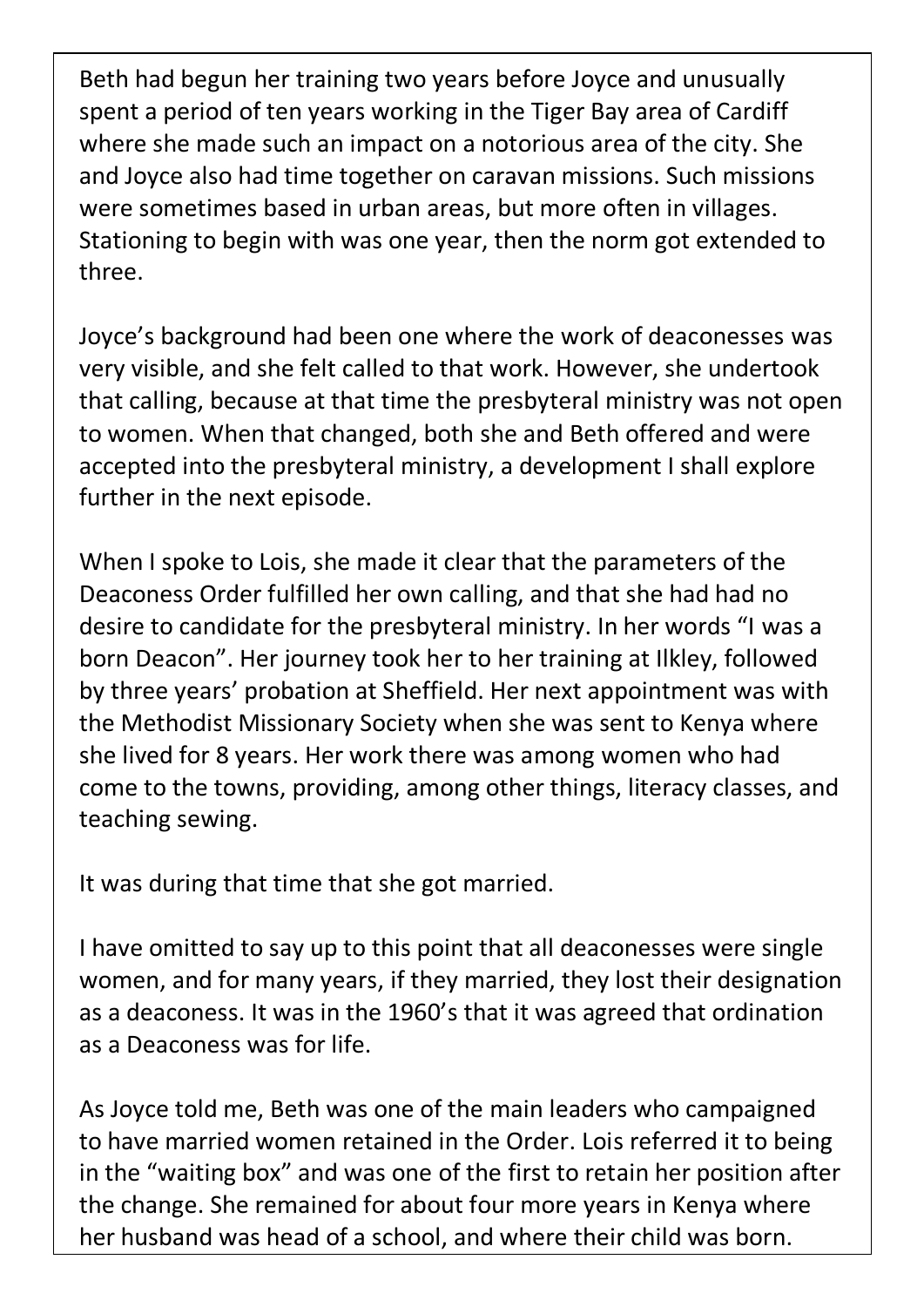Beth had begun her training two years before Joyce and unusually spent a period of ten years working in the Tiger Bay area of Cardiff where she made such an impact on a notorious area of the city. She and Joyce also had time together on caravan missions. Such missions were sometimes based in urban areas, but more often in villages. Stationing to begin with was one year, then the norm got extended to three.

Joyce's background had been one where the work of deaconesses was very visible, and she felt called to that work. However, she undertook that calling, because at that time the presbyteral ministry was not open to women. When that changed, both she and Beth offered and were accepted into the presbyteral ministry, a development I shall explore further in the next episode.

When I spoke to Lois, she made it clear that the parameters of the Deaconess Order fulfilled her own calling, and that she had had no desire to candidate for the presbyteral ministry. In her words "I was a born Deacon". Her journey took her to her training at Ilkley, followed by three years' probation at Sheffield. Her next appointment was with the Methodist Missionary Society when she was sent to Kenya where she lived for 8 years. Her work there was among women who had come to the towns, providing, among other things, literacy classes, and teaching sewing.

It was during that time that she got married.

I have omitted to say up to this point that all deaconesses were single women, and for many years, if they married, they lost their designation as a deaconess. It was in the 1960's that it was agreed that ordination as a Deaconess was for life.

As Joyce told me, Beth was one of the main leaders who campaigned to have married women retained in the Order. Lois referred it to being in the "waiting box" and was one of the first to retain her position after the change. She remained for about four more years in Kenya where her husband was head of a school, and where their child was born.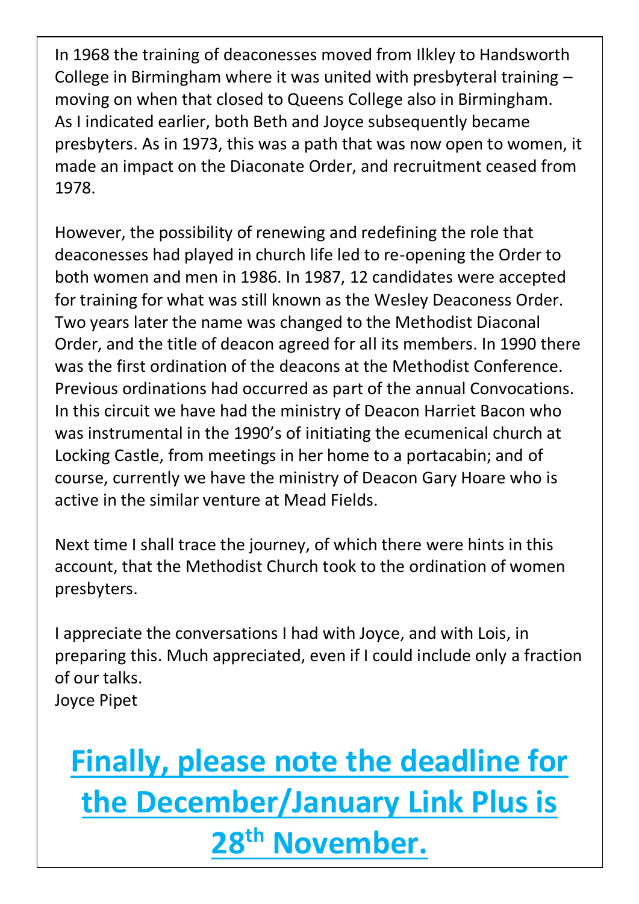In 1968 the training of deaconesses moved from Ilkley to Handsworth College in Birmingham where it was united with presbyteral training – moving on when that closed to Queens College also in Birmingham. As I indicated earlier, both Beth and Joyce subsequently became presbyters. As in 1973, this was a path that was now open to women, it made an impact on the Diaconate Order, and recruitment ceased from 1978.

However, the possibility of renewing and redefining the role that deaconesses had played in church life led to re-opening the Order to both women and men in 1986. In 1987, 12 candidates were accepted for training for what was still known as the Wesley Deaconess Order. Two years later the name was changed to the Methodist Diaconal Order, and the title of deacon agreed for all its members. In 1990 there was the first ordination of the deacons at the Methodist Conference. Previous ordinations had occurred as part of the annual Convocations. In this circuit we have had the ministry of Deacon Harriet Bacon who was instrumental in the 1990's of initiating the ecumenical church at Locking Castle, from meetings in her home to a portacabin; and of course, currently we have the ministry of Deacon Gary Hoare who is active in the similar venture at Mead Fields.

Next time I shall trace the journey, of which there were hints in this account, that the Methodist Church took to the ordination of women presbyters.

I appreciate the conversations I had with Joyce, and with Lois, in preparing this. Much appreciated, even if I could include only a fraction of our talks.
Joyce Pipet

## **Finally, please note the deadline for the December/January Link Plus is 28th November.**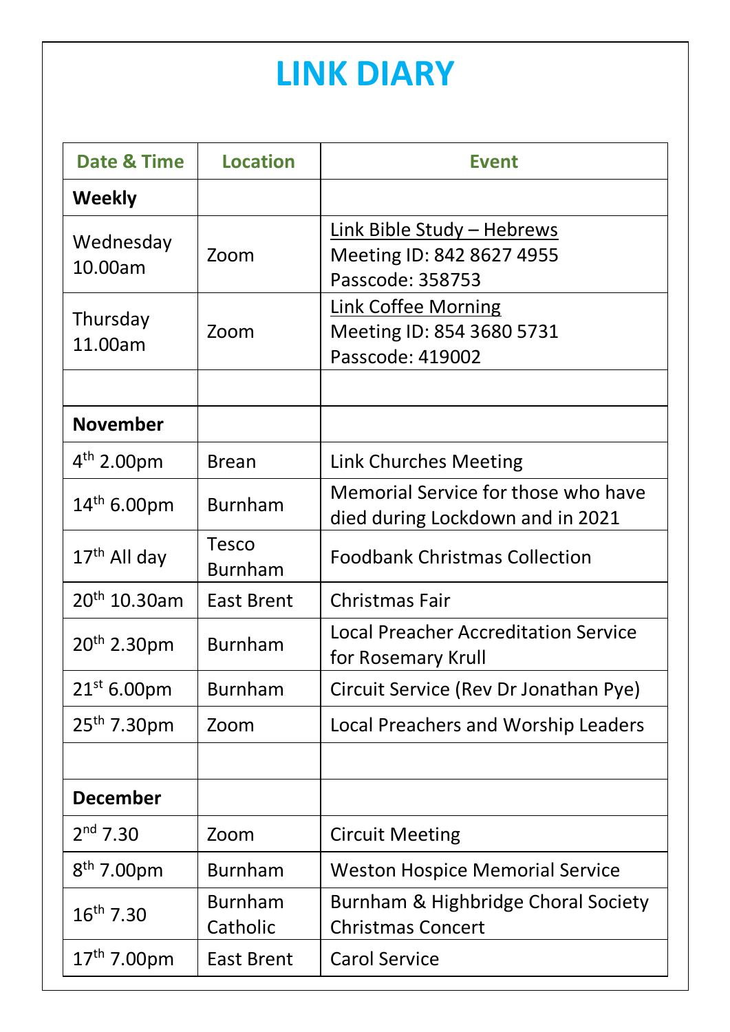# LINK DIARY

| Date & Time | Location | Event |
|---|---|---|
| **Weekly** | | |
| Wednesday 10.00am | Zoom | Link Bible Study – Hebrews<br>Meeting ID: 842 8627 4955<br>Passcode: 358753 |
| Thursday 11.00am | Zoom | Link Coffee Morning<br>Meeting ID: 854 3680 5731<br>Passcode: 419002 |
| | | |
| **November** | | |
| 4th 2.00pm | Brean | Link Churches Meeting |
| 14th 6.00pm | Burnham | Memorial Service for those who have died during Lockdown and in 2021 |
| 17th All day | Tesco Burnham | Foodbank Christmas Collection |
| 20th 10.30am | East Brent | Christmas Fair |
| 20th 2.30pm | Burnham | Local Preacher Accreditation Service for Rosemary Krull |
| 21st 6.00pm | Burnham | Circuit Service (Rev Dr Jonathan Pye) |
| 25th 7.30pm | Zoom | Local Preachers and Worship Leaders |
| | | |
| **December** | | |
| 2nd 7.30 | Zoom | Circuit Meeting |
| 8th 7.00pm | Burnham | Weston Hospice Memorial Service |
| 16th 7.30 | Burnham Catholic | Burnham & Highbridge Choral Society Christmas Concert |
| 17th 7.00pm | East Brent | Carol Service |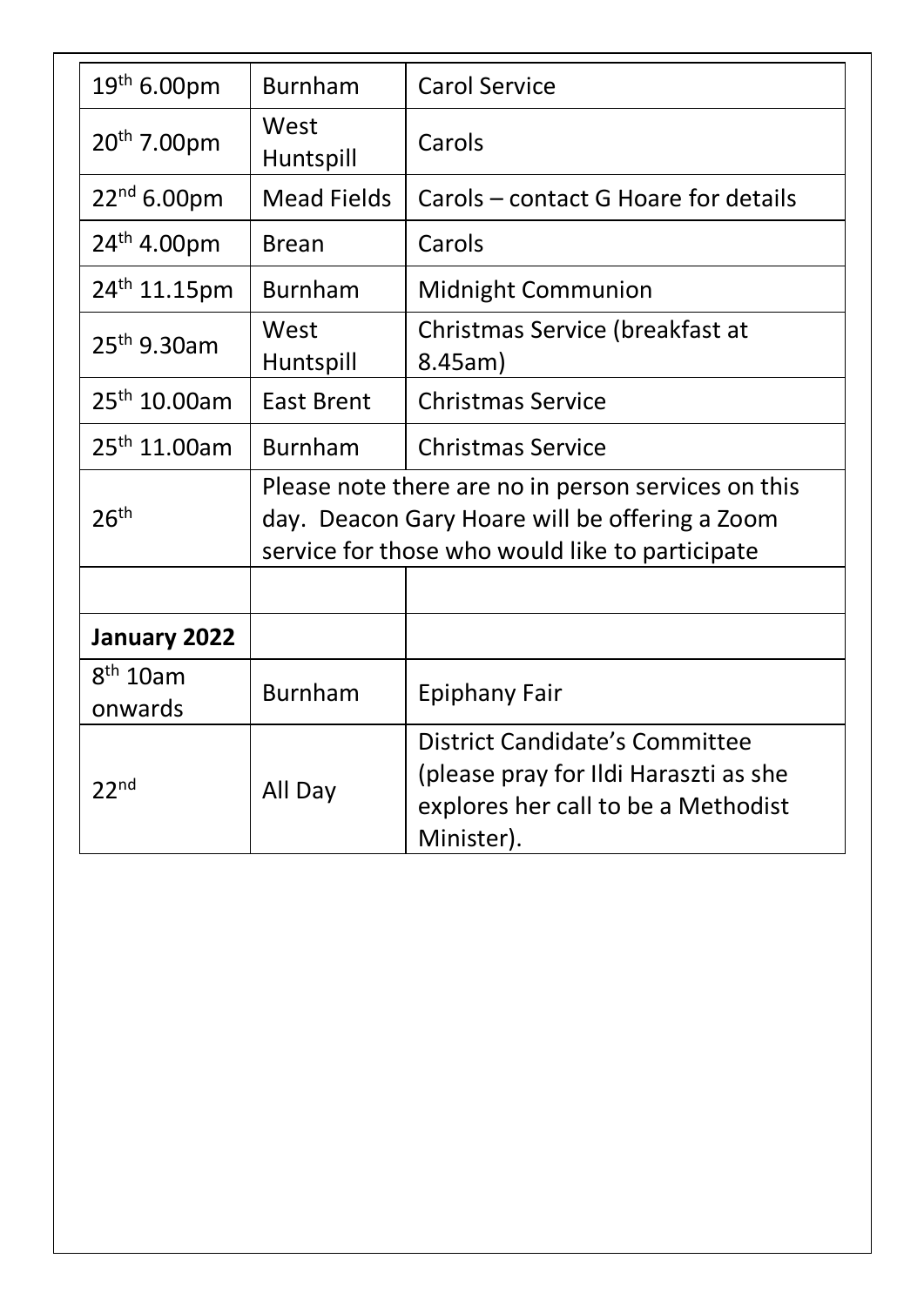| 19th 6.00pm | Burnham | Carol Service |
|---|---|---|
| 20th 7.00pm | West Huntspill | Carols |
| 22nd 6.00pm | Mead Fields | Carols – contact G Hoare for details |
| 24th 4.00pm | Brean | Carols |
| 24th 11.15pm | Burnham | Midnight Communion |
| 25th 9.30am | West Huntspill | Christmas Service (breakfast at 8.45am) |
| 25th 10.00am | East Brent | Christmas Service |
| 25th 11.00am | Burnham | Christmas Service |
| 26th | Please note there are no in person services on this day. Deacon Gary Hoare will be offering a Zoom service for those who would like to participate | |
| | | |
| **January 2022** | | |
| 8th 10am onwards | Burnham | Epiphany Fair |
| 22nd | All Day | District Candidate's Committee (please pray for Ildi Haraszti as she explores her call to be a Methodist Minister). |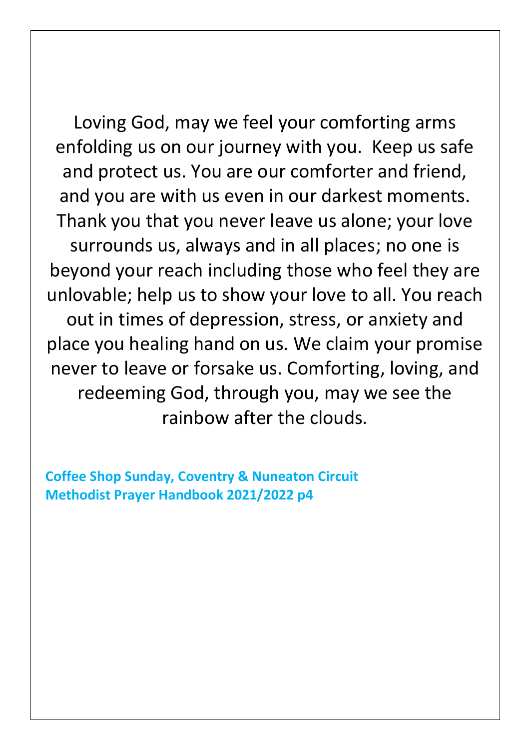Loving God, may we feel your comforting arms enfolding us on our journey with you. Keep us safe and protect us. You are our comforter and friend, and you are with us even in our darkest moments. Thank you that you never leave us alone; your love surrounds us, always and in all places; no one is beyond your reach including those who feel they are unlovable; help us to show your love to all. You reach out in times of depression, stress, or anxiety and place you healing hand on us. We claim your promise never to leave or forsake us. Comforting, loving, and redeeming God, through you, may we see the rainbow after the clouds.

**Coffee Shop Sunday, Coventry & Nuneaton Circuit**
**Methodist Prayer Handbook 2021/2022 p4**